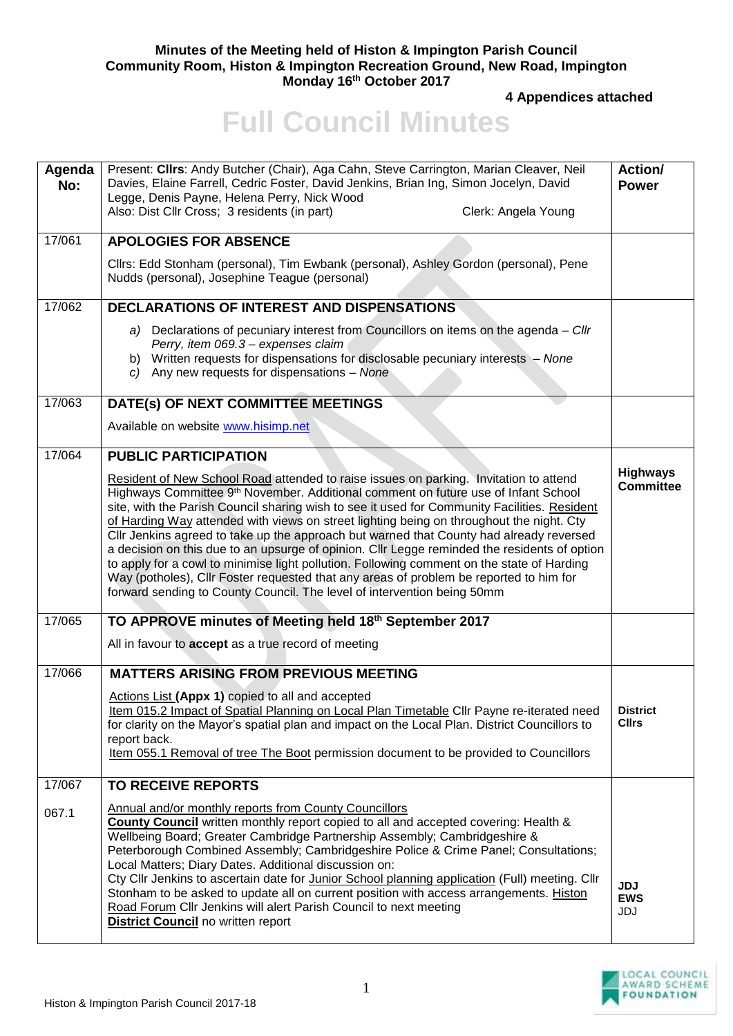**Minutes of the Meeting held of Histon & Impington Parish Council**
**Community Room, Histon & Impington Recreation Ground, New Road, Impington**
**Monday 16th October 2017**

**4 Appendices attached**

# Full Council Minutes

| Agenda No: | Present: **Cllrs**: Andy Butcher (Chair), Aga Cahn, Steve Carrington, Marian Cleaver, Neil Davies, Elaine Farrell, Cedric Foster, David Jenkins, Brian Ing, Simon Jocelyn, David Legge, Denis Payne, Helena Perry, Nick Wood<br>Also: Dist Cllr Cross; 3 residents (in part) Clerk: Angela Young | **Action/ Power** |
|---|---|---|
| 17/061 | **APOLOGIES FOR ABSENCE**<br><br>Cllrs: Edd Stonham (personal), Tim Ewbank (personal), Ashley Gordon (personal), Pene Nudds (personal), Josephine Teague (personal) | |
| 17/062 | **DECLARATIONS OF INTEREST AND DISPENSATIONS**<br><br>a) Declarations of pecuniary interest from Councillors on items on the agenda – *Cllr Perry, item 069.3 – expenses claim*<br>b) Written requests for dispensations for disclosable pecuniary interests – *None*<br>c) Any new requests for dispensations – *None* | |
| 17/063 | **DATE(s) OF NEXT COMMITTEE MEETINGS**<br><br>Available on website www.hisimp.net | |
| 17/064 | **PUBLIC PARTICIPATION**<br><br>Resident of New School Road attended to raise issues on parking. Invitation to attend Highways Committee 9th November. Additional comment on future use of Infant School site, with the Parish Council sharing wish to see it used for Community Facilities. Resident of Harding Way attended with views on street lighting being on throughout the night. Cty Cllr Jenkins agreed to take up the approach but warned that County had already reversed a decision on this due to an upsurge of opinion. Cllr Legge reminded the residents of option to apply for a cowl to minimise light pollution. Following comment on the state of Harding Way (potholes), Cllr Foster requested that any areas of problem be reported to him for forward sending to County Council. The level of intervention being 50mm | **Highways Committee** |
| 17/065 | **TO APPROVE minutes of Meeting held 18th September 2017**<br><br>All in favour to **accept** as a true record of meeting | |
| 17/066 | **MATTERS ARISING FROM PREVIOUS MEETING**<br><br>Actions List **(Appx 1)** copied to all and accepted<br>Item 015.2 Impact of Spatial Planning on Local Plan Timetable Cllr Payne re-iterated need for clarity on the Mayor's spatial plan and impact on the Local Plan. District Councillors to report back.<br>Item 055.1 Removal of tree The Boot permission document to be provided to Councillors | **District Cllrs** |
| 17/067<br><br>067.1 | **TO RECEIVE REPORTS**<br><br>Annual and/or monthly reports from County Councillors<br>**County Council** written monthly report copied to all and accepted covering: Health & Wellbeing Board; Greater Cambridge Partnership Assembly; Cambridgeshire & Peterborough Combined Assembly; Cambridgeshire Police & Crime Panel; Consultations; Local Matters; Diary Dates. Additional discussion on:<br>Cty Cllr Jenkins to ascertain date for Junior School planning application (Full) meeting. Cllr Stonham to be asked to update all on current position with access arrangements. Histon Road Forum Cllr Jenkins will alert Parish Council to next meeting<br>**District Council** no written report | **JDJ**<br>**EWS**<br>JDJ |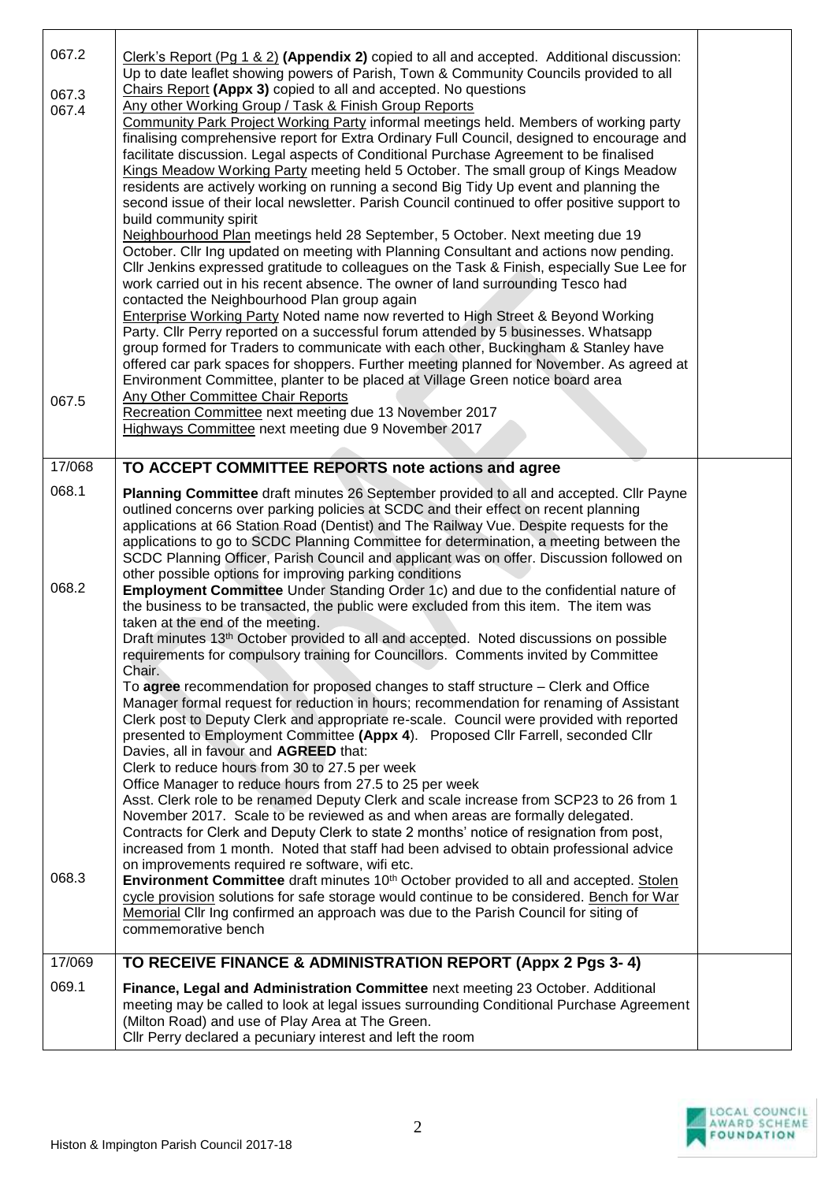| | | |
|---|---|---|
| 067.2<br><br>067.3<br>067.4<br><br><br><br><br><br><br><br><br><br><br><br><br><br><br><br><br><br><br><br><br>067.5 | Clerk's Report (Pg 1 & 2) **(Appendix 2)** copied to all and accepted. Additional discussion: Up to date leaflet showing powers of Parish, Town & Community Councils provided to all<br>Chairs Report **(Appx 3)** copied to all and accepted. No questions<br>Any other Working Group / Task & Finish Group Reports<br>Community Park Project Working Party informal meetings held. Members of working party finalising comprehensive report for Extra Ordinary Full Council, designed to encourage and facilitate discussion. Legal aspects of Conditional Purchase Agreement to be finalised<br>Kings Meadow Working Party meeting held 5 October. The small group of Kings Meadow residents are actively working on running a second Big Tidy Up event and planning the second issue of their local newsletter. Parish Council continued to offer positive support to build community spirit<br>Neighbourhood Plan meetings held 28 September, 5 October. Next meeting due 19 October. Cllr Ing updated on meeting with Planning Consultant and actions now pending. Cllr Jenkins expressed gratitude to colleagues on the Task & Finish, especially Sue Lee for work carried out in his recent absence. The owner of land surrounding Tesco had contacted the Neighbourhood Plan group again<br>Enterprise Working Party Noted name now reverted to High Street & Beyond Working Party. Cllr Perry reported on a successful forum attended by 5 businesses. Whatsapp group formed for Traders to communicate with each other, Buckingham & Stanley have offered car park spaces for shoppers. Further meeting planned for November. As agreed at Environment Committee, planter to be placed at Village Green notice board area<br>Any Other Committee Chair Reports<br>Recreation Committee next meeting due 13 November 2017<br>Highways Committee next meeting due 9 November 2017 | |
| 17/068 | **TO ACCEPT COMMITTEE REPORTS note actions and agree** | |
| 068.1<br><br><br><br><br><br><br>068.2<br><br><br><br><br><br><br><br><br><br><br><br><br><br><br><br><br><br><br><br><br><br>068.3 | **Planning Committee** draft minutes 26 September provided to all and accepted. Cllr Payne outlined concerns over parking policies at SCDC and their effect on recent planning applications at 66 Station Road (Dentist) and The Railway Vue. Despite requests for the applications to go to SCDC Planning Committee for determination, a meeting between the SCDC Planning Officer, Parish Council and applicant was on offer. Discussion followed on other possible options for improving parking conditions<br>**Employment Committee** Under Standing Order 1c) and due to the confidential nature of the business to be transacted, the public were excluded from this item. The item was taken at the end of the meeting.<br>Draft minutes 13th October provided to all and accepted. Noted discussions on possible requirements for compulsory training for Councillors. Comments invited by Committee Chair.<br>To **agree** recommendation for proposed changes to staff structure – Clerk and Office Manager formal request for reduction in hours; recommendation for renaming of Assistant Clerk post to Deputy Clerk and appropriate re-scale. Council were provided with reported presented to Employment Committee **(Appx 4)**. Proposed Cllr Farrell, seconded Cllr Davies, all in favour and **AGREED** that:<br>Clerk to reduce hours from 30 to 27.5 per week<br>Office Manager to reduce hours from 27.5 to 25 per week<br>Asst. Clerk role to be renamed Deputy Clerk and scale increase from SCP23 to 26 from 1 November 2017. Scale to be reviewed as and when areas are formally delegated.<br>Contracts for Clerk and Deputy Clerk to state 2 months' notice of resignation from post, increased from 1 month. Noted that staff had been advised to obtain professional advice on improvements required re software, wifi etc.<br>**Environment Committee** draft minutes 10th October provided to all and accepted. Stolen cycle provision solutions for safe storage would continue to be considered. Bench for War Memorial Cllr Ing confirmed an approach was due to the Parish Council for siting of commemorative bench | |
| 17/069 | **TO RECEIVE FINANCE & ADMINISTRATION REPORT (Appx 2 Pgs 3- 4)** | |
| 069.1 | **Finance, Legal and Administration Committee** next meeting 23 October. Additional meeting may be called to look at legal issues surrounding Conditional Purchase Agreement (Milton Road) and use of Play Area at The Green.<br>Cllr Perry declared a pecuniary interest and left the room | |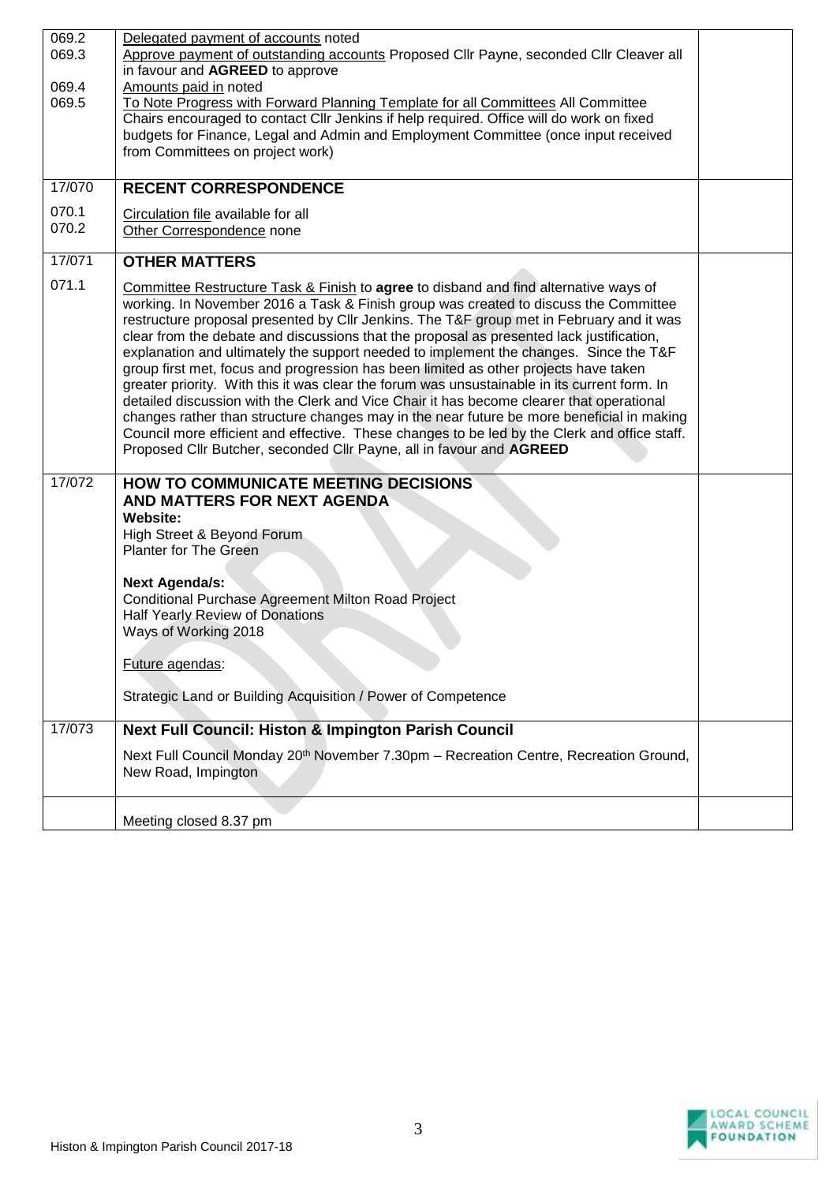| | | |
|---|---|---|
| 069.2 | Delegated payment of accounts noted | |
| 069.3 | Approve payment of outstanding accounts Proposed Cllr Payne, seconded Cllr Cleaver all in favour and **AGREED** to approve | |
| 069.4 | Amounts paid in noted | |
| 069.5 | To Note Progress with Forward Planning Template for all Committees All Committee Chairs encouraged to contact Cllr Jenkins if help required. Office will do work on fixed budgets for Finance, Legal and Admin and Employment Committee (once input received from Committees on project work) | |
| 17/070 | **RECENT CORRESPONDENCE** | |
| 070.1 | Circulation file available for all | |
| 070.2 | Other Correspondence none | |
| 17/071 | **OTHER MATTERS** | |
| 071.1 | Committee Restructure Task & Finish to **agree** to disband and find alternative ways of working. In November 2016 a Task & Finish group was created to discuss the Committee restructure proposal presented by Cllr Jenkins. The T&F group met in February and it was clear from the debate and discussions that the proposal as presented lack justification, explanation and ultimately the support needed to implement the changes. Since the T&F group first met, focus and progression has been limited as other projects have taken greater priority. With this it was clear the forum was unsustainable in its current form. In detailed discussion with the Clerk and Vice Chair it has become clearer that operational changes rather than structure changes may in the near future be more beneficial in making Council more efficient and effective. These changes to be led by the Clerk and office staff. Proposed Cllr Butcher, seconded Cllr Payne, all in favour and **AGREED** | |
| 17/072 | **HOW TO COMMUNICATE MEETING DECISIONS AND MATTERS FOR NEXT AGENDA**<br>**Website:**<br>High Street & Beyond Forum<br>Planter for The Green<br><br>**Next Agenda/s:**<br>Conditional Purchase Agreement Milton Road Project<br>Half Yearly Review of Donations<br>Ways of Working 2018<br><br>Future agendas:<br><br>Strategic Land or Building Acquisition / Power of Competence | |
| 17/073 | **Next Full Council: Histon & Impington Parish Council**<br><br>Next Full Council Monday 20th November 7.30pm – Recreation Centre, Recreation Ground, New Road, Impington | |
| | Meeting closed 8.37 pm | |